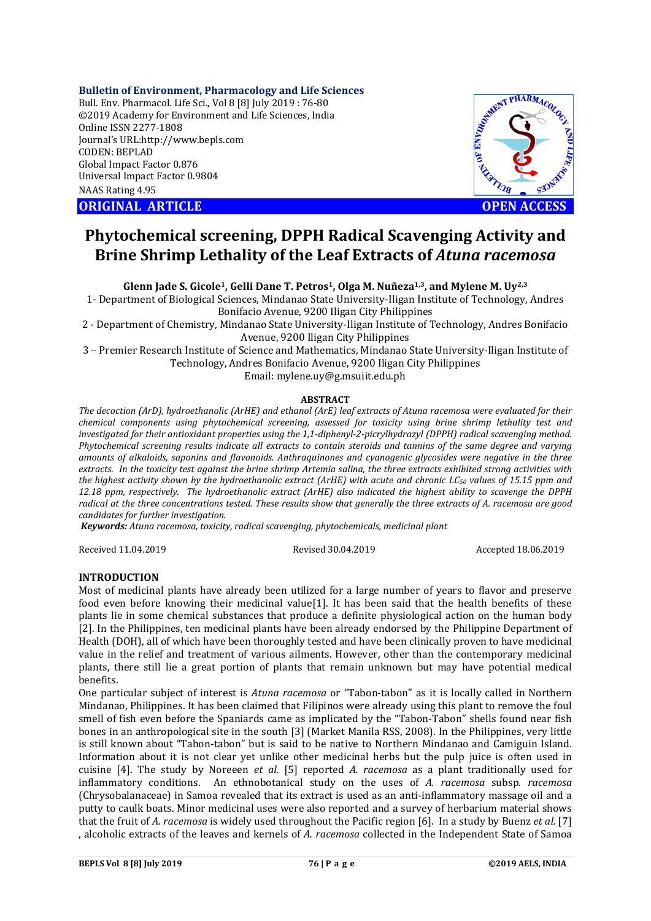**Bulletin of Environment, Pharmacology and Life Sciences**
Bull. Env. Pharmacol. Life Sci., Vol 8 [8] July 2019 : 76-80
©2019 Academy for Environment and Life Sciences, India
Online ISSN 2277-1808
Journal's URL:http://www.bepls.com
CODEN: BEPLAD
Global Impact Factor 0.876
Universal Impact Factor 0.9804
NAAS Rating 4.95

**ORIGINAL ARTICLE** **OPEN ACCESS**

# Phytochemical screening, DPPH Radical Scavenging Activity and Brine Shrimp Lethality of the Leaf Extracts of *Atuna racemosa*

**Glenn Jade S. Gicole[1], Gelli Dane T. Petros[1], Olga M. Nuñeza[1,3], and Mylene M. Uy[2,3]**

1- Department of Biological Sciences, Mindanao State University-Iligan Institute of Technology, Andres Bonifacio Avenue, 9200 Iligan City Philippines

2 - Department of Chemistry, Mindanao State University-Iligan Institute of Technology, Andres Bonifacio Avenue, 9200 Iligan City Philippines

3 – Premier Research Institute of Science and Mathematics, Mindanao State University-Iligan Institute of Technology, Andres Bonifacio Avenue, 9200 Iligan City Philippines

Email: mylene.uy@g.msuiit.edu.ph

## ABSTRACT

*The decoction (ArD), hydroethanolic (ArHE) and ethanol (ArE) leaf extracts of Atuna racemosa were evaluated for their chemical components using phytochemical screening, assessed for toxicity using brine shrimp lethality test and investigated for their antioxidant properties using the 1,1-diphenyl-2-picrylhydrazyl (DPPH) radical scavenging method. Phytochemical screening results indicate all extracts to contain steroids and tannins of the same degree and varying amounts of alkaloids, saponins and flavonoids. Anthraquinones and cyanogenic glycosides were negative in the three extracts. In the toxicity test against the brine shrimp Artemia salina, the three extracts exhibited strong activities with the highest activity shown by the hydroethanolic extract (ArHE) with acute and chronic $LC_{50}$ values of 15.15 ppm and 12.18 ppm, respectively. The hydroethanolic extract (ArHE) also indicated the highest ability to scavenge the DPPH radical at the three concentrations tested. These results show that generally the three extracts of A. racemosa are good candidates for further investigation.*

***Keywords:*** *Atuna racemosa, toxicity, radical scavenging, phytochemicals, medicinal plant*

Received 11.04.2019 Revised 30.04.2019 Accepted 18.06.2019

## INTRODUCTION

Most of medicinal plants have already been utilized for a large number of years to flavor and preserve food even before knowing their medicinal value[1]. It has been said that the health benefits of these plants lie in some chemical substances that produce a definite physiological action on the human body [2]. In the Philippines, ten medicinal plants have been already endorsed by the Philippine Department of Health (DOH), all of which have been thoroughly tested and have been clinically proven to have medicinal value in the relief and treatment of various ailments. However, other than the contemporary medicinal plants, there still lie a great portion of plants that remain unknown but may have potential medical benefits.

One particular subject of interest is *Atuna racemosa* or "Tabon-tabon" as it is locally called in Northern Mindanao, Philippines. It has been claimed that Filipinos were already using this plant to remove the foul smell of fish even before the Spaniards came as implicated by the "Tabon-Tabon" shells found near fish bones in an anthropological site in the south [3] (Market Manila RSS, 2008). In the Philippines, very little is still known about "Tabon-tabon" but is said to be native to Northern Mindanao and Camiguin Island. Information about it is not clear yet unlike other medicinal herbs but the pulp juice is often used in cuisine [4]. The study by Noreeen *et al.* [5] reported *A. racemosa* as a plant traditionally used for inflammatory conditions. An ethnobotanical study on the uses of *A. racemosa* subsp. *racemosa* (Chrysobalanaceae) in Samoa revealed that its extract is used as an anti-inflammatory massage oil and a putty to caulk boats. Minor medicinal uses were also reported and a survey of herbarium material shows that the fruit of *A. racemosa* is widely used throughout the Pacific region [6]. In a study by Buenz *et al.* [7], alcoholic extracts of the leaves and kernels of *A. racemosa* collected in the Independent State of Samoa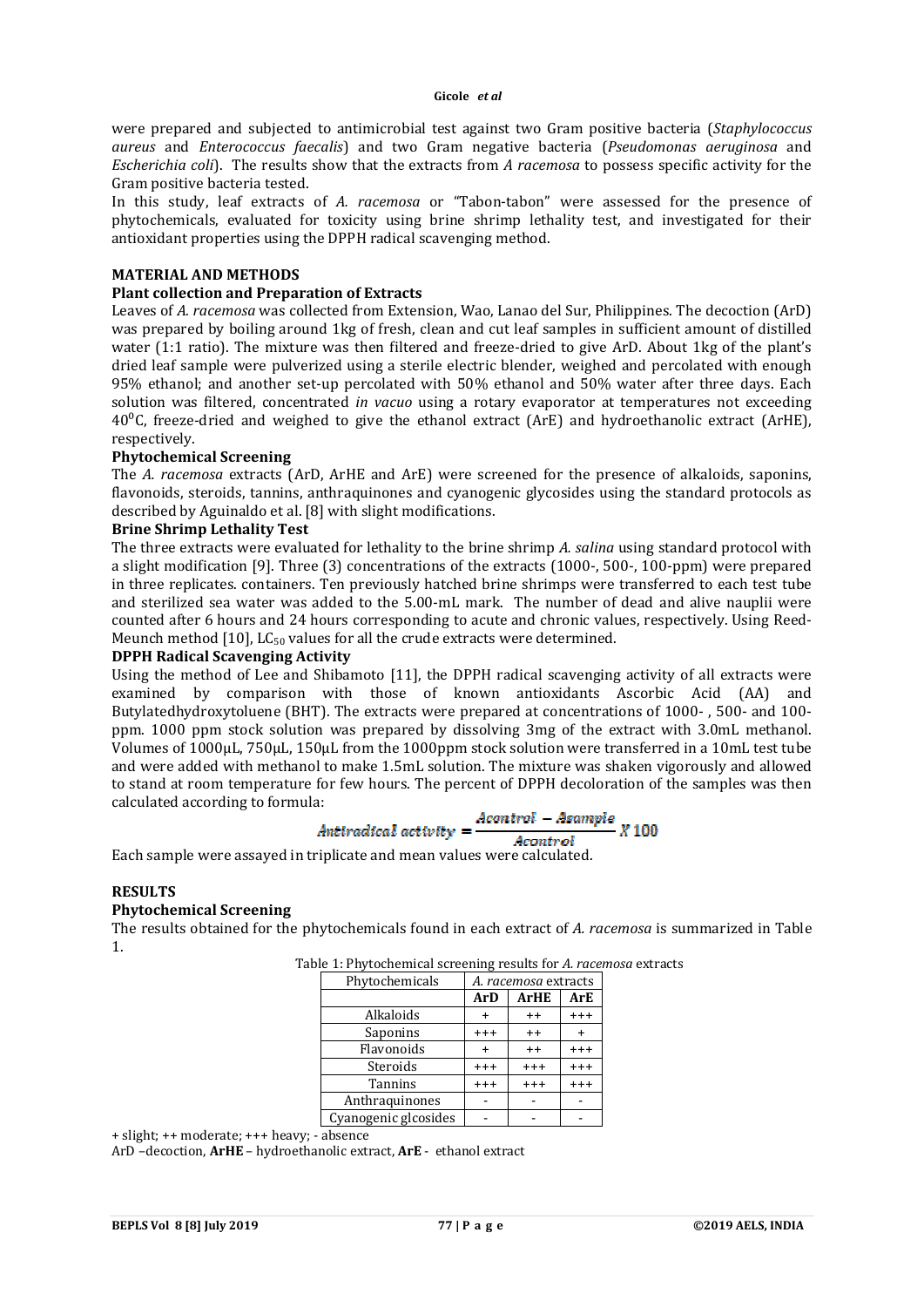were prepared and subjected to antimicrobial test against two Gram positive bacteria (*Staphylococcus aureus* and *Enterococcus faecalis*) and two Gram negative bacteria (*Pseudomonas aeruginosa* and *Escherichia coli*). The results show that the extracts from *A racemosa* to possess specific activity for the Gram positive bacteria tested.

In this study, leaf extracts of *A. racemosa* or "Tabon-tabon" were assessed for the presence of phytochemicals, evaluated for toxicity using brine shrimp lethality test, and investigated for their antioxidant properties using the DPPH radical scavenging method.

## MATERIAL AND METHODS

### Plant collection and Preparation of Extracts

Leaves of *A. racemosa* was collected from Extension, Wao, Lanao del Sur, Philippines. The decoction (ArD) was prepared by boiling around 1kg of fresh, clean and cut leaf samples in sufficient amount of distilled water (1:1 ratio). The mixture was then filtered and freeze-dried to give ArD. About 1kg of the plant's dried leaf sample were pulverized using a sterile electric blender, weighed and percolated with enough 95% ethanol; and another set-up percolated with 50% ethanol and 50% water after three days. Each solution was filtered, concentrated *in vacuo* using a rotary evaporator at temperatures not exceeding $40^0$C, freeze-dried and weighed to give the ethanol extract (ArE) and hydroethanolic extract (ArHE), respectively.

### Phytochemical Screening

The *A. racemosa* extracts (ArD, ArHE and ArE) were screened for the presence of alkaloids, saponins, flavonoids, steroids, tannins, anthraquinones and cyanogenic glycosides using the standard protocols as described by Aguinaldo et al. [8] with slight modifications.

### Brine Shrimp Lethality Test

The three extracts were evaluated for lethality to the brine shrimp *A. salina* using standard protocol with a slight modification [9]. Three (3) concentrations of the extracts (1000-, 500-, 100-ppm) were prepared in three replicates. containers. Ten previously hatched brine shrimps were transferred to each test tube and sterilized sea water was added to the 5.00-mL mark. The number of dead and alive nauplii were counted after 6 hours and 24 hours corresponding to acute and chronic values, respectively. Using Reed-Meunch method [10], $LC_{50}$ values for all the crude extracts were determined.

### DPPH Radical Scavenging Activity

Using the method of Lee and Shibamoto [11], the DPPH radical scavenging activity of all extracts were examined by comparison with those of known antioxidants Ascorbic Acid (AA) and Butylatedhydroxytoluene (BHT). The extracts were prepared at concentrations of 1000- , 500- and 100-ppm. 1000 ppm stock solution was prepared by dissolving 3mg of the extract with 3.0mL methanol. Volumes of 1000µL, 750µL, 150µL from the 1000ppm stock solution were transferred in a 10mL test tube and were added with methanol to make 1.5mL solution. The mixture was shaken vigorously and allowed to stand at room temperature for few hours. The percent of DPPH decoloration of the samples was then calculated according to formula:

$$Antiradical\ activity = \frac{Acontrol - Asample}{Acontrol} X\ 100$$

Each sample were assayed in triplicate and mean values were calculated.

## RESULTS

### Phytochemical Screening

The results obtained for the phytochemicals found in each extract of *A. racemosa* is summarized in Table 1.

Table 1: Phytochemical screening results for *A. racemosa* extracts

| Phytochemicals | *A. racemosa* extracts | | |
|---|---|---|---|
| | **ArD** | **ArHE** | **ArE** |
| Alkaloids | + | ++ | +++ |
| Saponins | +++ | ++ | + |
| Flavonoids | + | ++ | +++ |
| Steroids | +++ | +++ | +++ |
| Tannins | +++ | +++ | +++ |
| Anthraquinones | - | - | - |
| Cyanogenic glcosides | - | - | - |

+ slight; ++ moderate; +++ heavy; - absence

ArD –decoction, **ArHE** – hydroethanolic extract, **ArE** - ethanol extract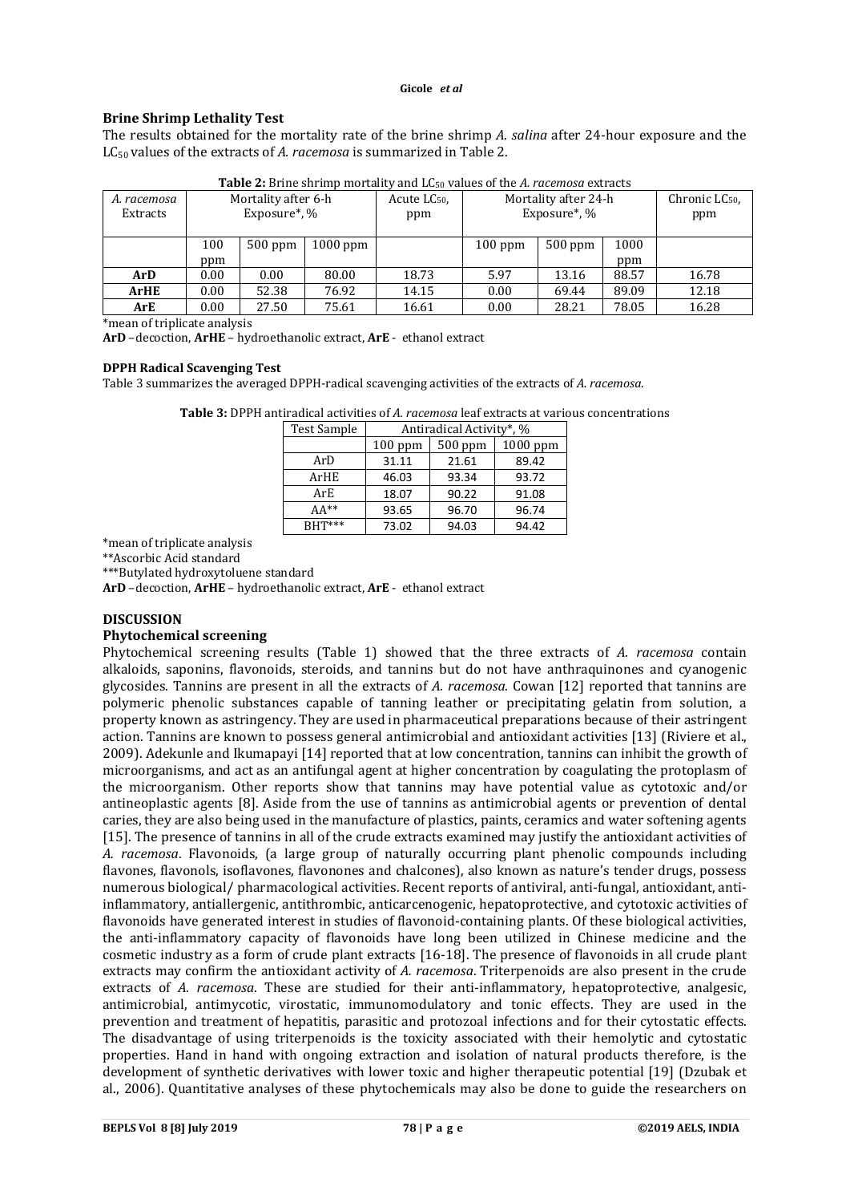## Brine Shrimp Lethality Test

The results obtained for the mortality rate of the brine shrimp *A. salina* after 24-hour exposure and the $LC_{50}$ values of the extracts of *A. racemosa* is summarized in Table 2.

**Table 2:** Brine shrimp mortality and $LC_{50}$ values of the *A. racemosa* extracts

| *A. racemosa* Extracts | Mortality after 6-h Exposure*, % | | | Acute $LC_{50}$, ppm | Mortality after 24-h Exposure*, % | | | Chronic $LC_{50}$, ppm |
|---|---|---|---|---|---|---|---|---|
| | 100 ppm | 500 ppm | 1000 ppm | | 100 ppm | 500 ppm | 1000 ppm | |
| **ArD** | 0.00 | 0.00 | 80.00 | 18.73 | 5.97 | 13.16 | 88.57 | 16.78 |
| **ArHE** | 0.00 | 52.38 | 76.92 | 14.15 | 0.00 | 69.44 | 89.09 | 12.18 |
| **ArE** | 0.00 | 27.50 | 75.61 | 16.61 | 0.00 | 28.21 | 78.05 | 16.28 |

*mean of triplicate analysis

**ArD** –decoction, **ArHE** – hydroethanolic extract, **ArE** - ethanol extract

### DPPH Radical Scavenging Test

Table 3 summarizes the averaged DPPH-radical scavenging activities of the extracts of *A. racemosa*.

**Table 3:** DPPH antiradical activities of *A. racemosa* leaf extracts at various concentrations

| Test Sample | Antiradical Activity*, % | | |
|---|---|---|---|
| | 100 ppm | 500 ppm | 1000 ppm |
| ArD | 31.11 | 21.61 | 89.42 |
| ArHE | 46.03 | 93.34 | 93.72 |
| ArE | 18.07 | 90.22 | 91.08 |
| AA** | 93.65 | 96.70 | 96.74 |
| BHT*** | 73.02 | 94.03 | 94.42 |

*mean of triplicate analysis

**Ascorbic Acid standard

***Butylated hydroxytoluene standard

**ArD** –decoction, **ArHE** – hydroethanolic extract, **ArE** - ethanol extract

## DISCUSSION

### Phytochemical screening

Phytochemical screening results (Table 1) showed that the three extracts of *A. racemosa* contain alkaloids, saponins, flavonoids, steroids, and tannins but do not have anthraquinones and cyanogenic glycosides. Tannins are present in all the extracts of *A. racemosa*. Cowan [12] reported that tannins are polymeric phenolic substances capable of tanning leather or precipitating gelatin from solution, a property known as astringency. They are used in pharmaceutical preparations because of their astringent action. Tannins are known to possess general antimicrobial and antioxidant activities [13] (Riviere et al., 2009). Adekunle and Ikumapayi [14] reported that at low concentration, tannins can inhibit the growth of microorganisms, and act as an antifungal agent at higher concentration by coagulating the protoplasm of the microorganism. Other reports show that tannins may have potential value as cytotoxic and/or antineoplastic agents [8]. Aside from the use of tannins as antimicrobial agents or prevention of dental caries, they are also being used in the manufacture of plastics, paints, ceramics and water softening agents [15]. The presence of tannins in all of the crude extracts examined may justify the antioxidant activities of *A. racemosa*. Flavonoids, (a large group of naturally occurring plant phenolic compounds including flavones, flavonols, isoflavones, flavonones and chalcones), also known as nature's tender drugs, possess numerous biological/ pharmacological activities. Recent reports of antiviral, anti-fungal, antioxidant, anti-inflammatory, antiallergenic, antithrombic, anticarcenogenic, hepatoprotective, and cytotoxic activities of flavonoids have generated interest in studies of flavonoid-containing plants. Of these biological activities, the anti-inflammatory capacity of flavonoids have long been utilized in Chinese medicine and the cosmetic industry as a form of crude plant extracts [16-18]. The presence of flavonoids in all crude plant extracts may confirm the antioxidant activity of *A. racemosa*. Triterpenoids are also present in the crude extracts of *A. racemosa*. These are studied for their anti-inflammatory, hepatoprotective, analgesic, antimicrobial, antimycotic, virostatic, immunomodulatory and tonic effects. They are used in the prevention and treatment of hepatitis, parasitic and protozoal infections and for their cytostatic effects. The disadvantage of using triterpenoids is the toxicity associated with their hemolytic and cytostatic properties. Hand in hand with ongoing extraction and isolation of natural products therefore, is the development of synthetic derivatives with lower toxic and higher therapeutic potential [19] (Dzubak et al., 2006). Quantitative analyses of these phytochemicals may also be done to guide the researchers on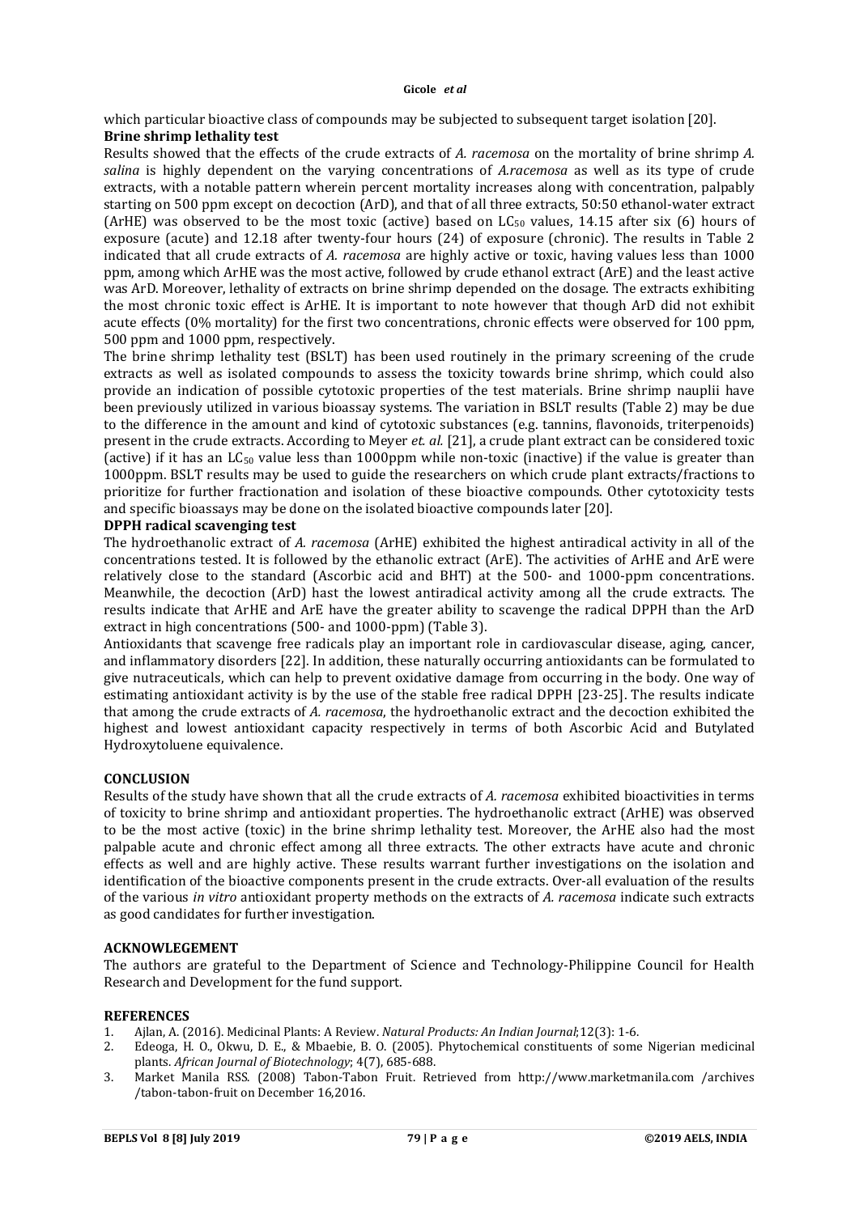which particular bioactive class of compounds may be subjected to subsequent target isolation [20].

**Brine shrimp lethality test**

Results showed that the effects of the crude extracts of *A. racemosa* on the mortality of brine shrimp *A. salina* is highly dependent on the varying concentrations of *A.racemosa* as well as its type of crude extracts, with a notable pattern wherein percent mortality increases along with concentration, palpably starting on 500 ppm except on decoction (ArD), and that of all three extracts, 50:50 ethanol-water extract (ArHE) was observed to be the most toxic (active) based on $LC_{50}$ values, 14.15 after six (6) hours of exposure (acute) and 12.18 after twenty-four hours (24) of exposure (chronic). The results in Table 2 indicated that all crude extracts of *A. racemosa* are highly active or toxic, having values less than 1000 ppm, among which ArHE was the most active, followed by crude ethanol extract (ArE) and the least active was ArD. Moreover, lethality of extracts on brine shrimp depended on the dosage. The extracts exhibiting the most chronic toxic effect is ArHE. It is important to note however that though ArD did not exhibit acute effects (0% mortality) for the first two concentrations, chronic effects were observed for 100 ppm, 500 ppm and 1000 ppm, respectively.

The brine shrimp lethality test (BSLT) has been used routinely in the primary screening of the crude extracts as well as isolated compounds to assess the toxicity towards brine shrimp, which could also provide an indication of possible cytotoxic properties of the test materials. Brine shrimp nauplii have been previously utilized in various bioassay systems. The variation in BSLT results (Table 2) may be due to the difference in the amount and kind of cytotoxic substances (e.g. tannins, flavonoids, triterpenoids) present in the crude extracts. According to Meyer *et. al.* [21], a crude plant extract can be considered toxic (active) if it has an $LC_{50}$ value less than 1000ppm while non-toxic (inactive) if the value is greater than 1000ppm. BSLT results may be used to guide the researchers on which crude plant extracts/fractions to prioritize for further fractionation and isolation of these bioactive compounds. Other cytotoxicity tests and specific bioassays may be done on the isolated bioactive compounds later [20].

**DPPH radical scavenging test**

The hydroethanolic extract of *A. racemosa* (ArHE) exhibited the highest antiradical activity in all of the concentrations tested. It is followed by the ethanolic extract (ArE). The activities of ArHE and ArE were relatively close to the standard (Ascorbic acid and BHT) at the 500- and 1000-ppm concentrations. Meanwhile, the decoction (ArD) hast the lowest antiradical activity among all the crude extracts. The results indicate that ArHE and ArE have the greater ability to scavenge the radical DPPH than the ArD extract in high concentrations (500- and 1000-ppm) (Table 3).

Antioxidants that scavenge free radicals play an important role in cardiovascular disease, aging, cancer, and inflammatory disorders [22]. In addition, these naturally occurring antioxidants can be formulated to give nutraceuticals, which can help to prevent oxidative damage from occurring in the body. One way of estimating antioxidant activity is by the use of the stable free radical DPPH [23-25]. The results indicate that among the crude extracts of *A. racemosa*, the hydroethanolic extract and the decoction exhibited the highest and lowest antioxidant capacity respectively in terms of both Ascorbic Acid and Butylated Hydroxytoluene equivalence.

## CONCLUSION

Results of the study have shown that all the crude extracts of *A. racemosa* exhibited bioactivities in terms of toxicity to brine shrimp and antioxidant properties. The hydroethanolic extract (ArHE) was observed to be the most active (toxic) in the brine shrimp lethality test. Moreover, the ArHE also had the most palpable acute and chronic effect among all three extracts. The other extracts have acute and chronic effects as well and are highly active. These results warrant further investigations on the isolation and identification of the bioactive components present in the crude extracts. Over-all evaluation of the results of the various *in vitro* antioxidant property methods on the extracts of *A. racemosa* indicate such extracts as good candidates for further investigation.

## ACKNOWLEGEMENT

The authors are grateful to the Department of Science and Technology-Philippine Council for Health Research and Development for the fund support.

## REFERENCES

1. Ajlan, A. (2016). Medicinal Plants: A Review. *Natural Products: An Indian Journal*;12(3): 1-6.
2. Edeoga, H. O., Okwu, D. E., & Mbaebie, B. O. (2005). Phytochemical constituents of some Nigerian medicinal plants. *African Journal of Biotechnology*; 4(7), 685-688.
3. Market Manila RSS. (2008) Tabon-Tabon Fruit. Retrieved from http://www.marketmanila.com /archives /tabon-tabon-fruit on December 16,2016.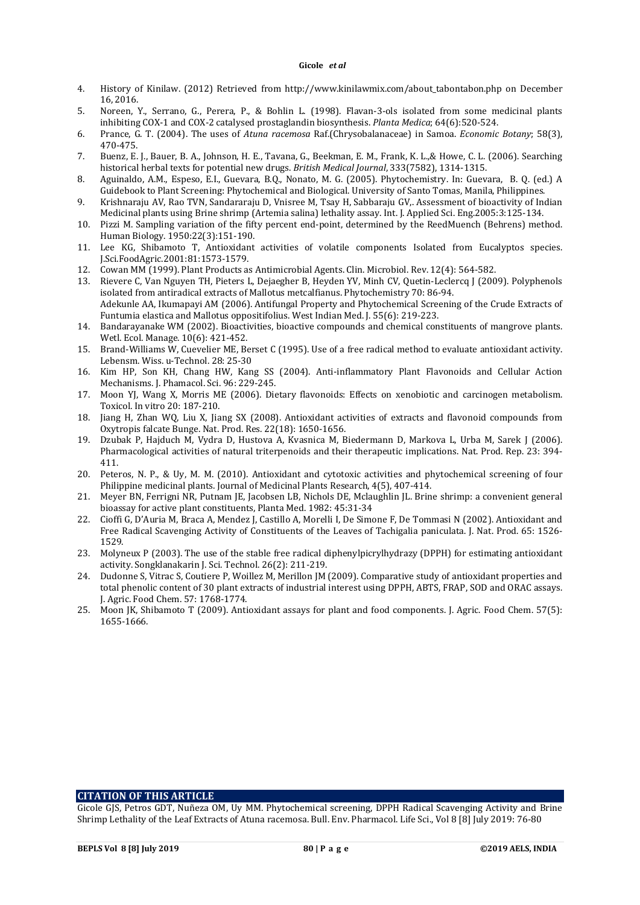4. History of Kinilaw. (2012) Retrieved from http://www.kinilawmix.com/about_tabontabon.php on December 16, 2016.
5. Noreen, Y., Serrano, G., Perera, P., & Bohlin L. (1998). Flavan-3-ols isolated from some medicinal plants inhibiting COX-1 and COX-2 catalysed prostaglandin biosynthesis. *Planta Medica*; 64(6):520-524.
6. Prance, G. T. (2004). The uses of *Atuna racemosa* Raf.(Chrysobalanaceae) in Samoa. *Economic Botany*; 58(3), 470-475.
7. Buenz, E. J., Bauer, B. A., Johnson, H. E., Tavana, G., Beekman, E. M., Frank, K. L.,& Howe, C. L. (2006). Searching historical herbal texts for potential new drugs. *British Medical Journal*, 333(7582), 1314-1315.
8. Aguinaldo, A.M., Espeso, E.I., Guevara, B.Q., Nonato, M. G. (2005). Phytochemistry. In: Guevara, B. Q. (ed.) A Guidebook to Plant Screening: Phytochemical and Biological. University of Santo Tomas, Manila, Philippines.
9. Krishnaraju AV, Rao TVN, Sandararaju D, Vnisree M, Tsay H, Sabbaraju GV,. Assessment of bioactivity of Indian Medicinal plants using Brine shrimp (Artemia salina) lethality assay. Int. J. Applied Sci. Eng.2005:3:125-134.
10. Pizzi M. Sampling variation of the fifty percent end-point, determined by the ReedMuench (Behrens) method. Human Biology. 1950:22(3):151-190.
11. Lee KG, Shibamoto T, Antioxidant activities of volatile components Isolated from Eucalyptos species. J.Sci.FoodAgric.2001:81:1573-1579.
12. Cowan MM (1999). Plant Products as Antimicrobial Agents. Clin. Microbiol. Rev. 12(4): 564-582.
13. Rievere C, Van Nguyen TH, Pieters L, Dejaegher B, Heyden YV, Minh CV, Quetin-Leclercq J (2009). Polyphenols isolated from antiradical extracts of Mallotus metcalfianus. Phytochemistry 70: 86-94.
 Adekunle AA, Ikumapayi AM (2006). Antifungal Property and Phytochemical Screening of the Crude Extracts of Funtumia elastica and Mallotus oppositifolius. West Indian Med. J. 55(6): 219-223.
14. Bandarayanake WM (2002). Bioactivities, bioactive compounds and chemical constituents of mangrove plants. Wetl. Ecol. Manage. 10(6): 421-452.
15. Brand-Williams W, Cuevelier ME, Berset C (1995). Use of a free radical method to evaluate antioxidant activity. Lebensm. Wiss. u-Technol. 28: 25-30
16. Kim HP, Son KH, Chang HW, Kang SS (2004). Anti-inflammatory Plant Flavonoids and Cellular Action Mechanisms. J. Phamacol. Sci. 96: 229-245.
17. Moon YJ, Wang X, Morris ME (2006). Dietary flavonoids: Effects on xenobiotic and carcinogen metabolism. Toxicol. In vitro 20: 187-210.
18. Jiang H, Zhan WQ, Liu X, Jiang SX (2008). Antioxidant activities of extracts and flavonoid compounds from Oxytropis falcate Bunge. Nat. Prod. Res. 22(18): 1650-1656.
19. Dzubak P, Hajduch M, Vydra D, Hustova A, Kvasnica M, Biedermann D, Markova L, Urba M, Sarek J (2006). Pharmacological activities of natural triterpenoids and their therapeutic implications. Nat. Prod. Rep. 23: 394-411.
20. Peteros, N. P., & Uy, M. M. (2010). Antioxidant and cytotoxic activities and phytochemical screening of four Philippine medicinal plants. Journal of Medicinal Plants Research, 4(5), 407-414.
21. Meyer BN, Ferrigni NR, Putnam JE, Jacobsen LB, Nichols DE, Mclaughlin JL. Brine shrimp: a convenient general bioassay for active plant constituents, Planta Med. 1982: 45:31-34
22. Cioffi G, D'Auria M, Braca A, Mendez J, Castillo A, Morelli I, De Simone F, De Tommasi N (2002). Antioxidant and Free Radical Scavenging Activity of Constituents of the Leaves of Tachigalia paniculata. J. Nat. Prod. 65: 1526-1529.
23. Molyneux P (2003). The use of the stable free radical diphenylpicrylhydrazy (DPPH) for estimating antioxidant activity. Songklanakarin J. Sci. Technol. 26(2): 211-219.
24. Dudonne S, Vitrac S, Coutiere P, Woillez M, Merillon JM (2009). Comparative study of antioxidant properties and total phenolic content of 30 plant extracts of industrial interest using DPPH, ABTS, FRAP, SOD and ORAC assays. J. Agric. Food Chem. 57: 1768-1774.
25. Moon JK, Shibamoto T (2009). Antioxidant assays for plant and food components. J. Agric. Food Chem. 57(5): 1655-1666.

**CITATION OF THIS ARTICLE**

Gicole GJS, Petros GDT, Nuñeza OM, Uy MM. Phytochemical screening, DPPH Radical Scavenging Activity and Brine Shrimp Lethality of the Leaf Extracts of Atuna racemosa. Bull. Env. Pharmacol. Life Sci., Vol 8 [8] July 2019: 76-80